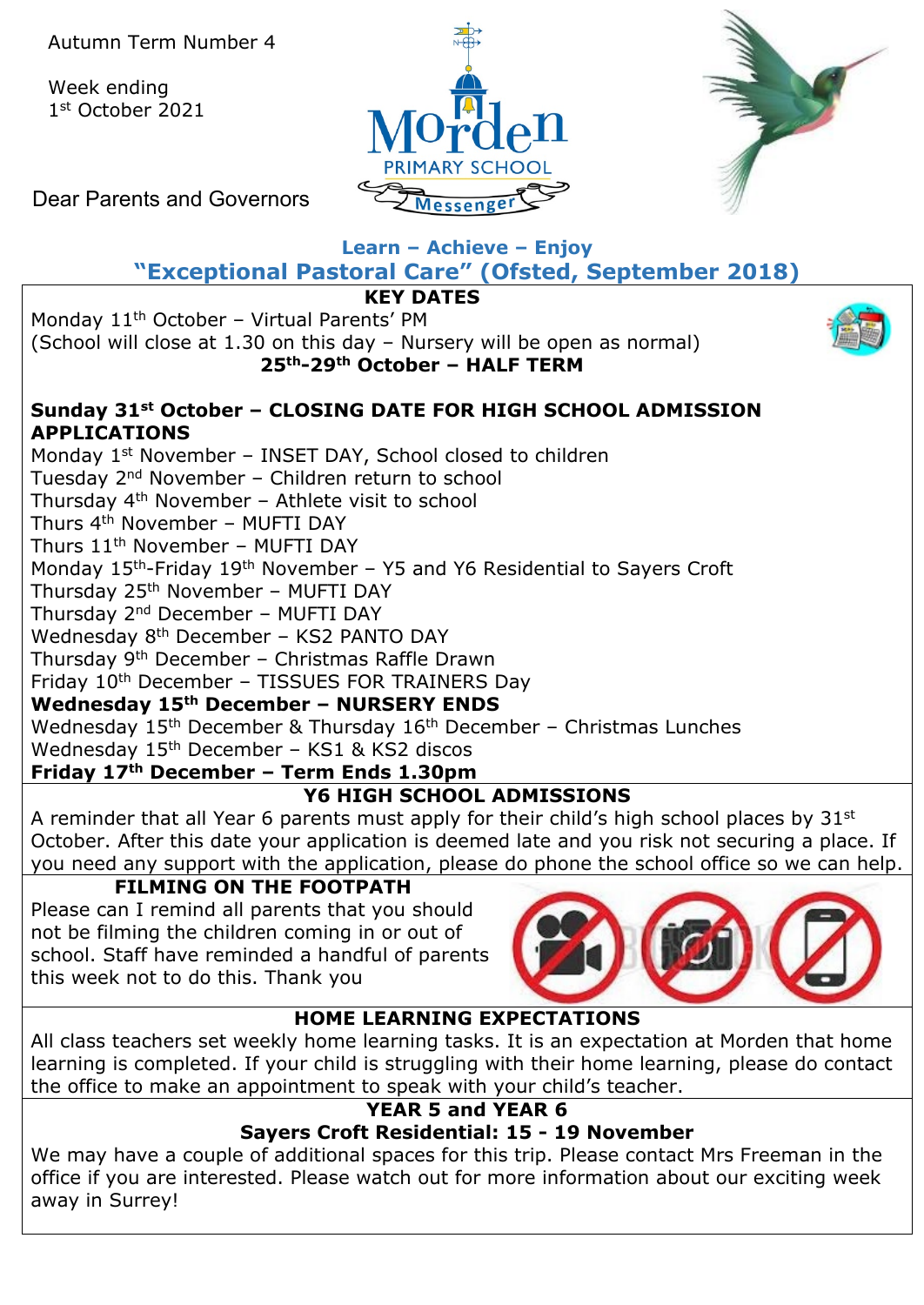Autumn Term Number 4

Week ending
1st October 2021

Dear Parents and Governors

Morden PRIMARY SCHOOL Messenger

**Learn – Achieve – Enjoy**

## "Exceptional Pastoral Care" (Ofsted, September 2018)

### KEY DATES

Monday 11th October – Virtual Parents' PM
(School will close at 1.30 on this day – Nursery will be open as normal)

**25th-29th October – HALF TERM**

**Sunday 31st October – CLOSING DATE FOR HIGH SCHOOL ADMISSION APPLICATIONS**

Monday 1st November – INSET DAY, School closed to children
Tuesday 2nd November – Children return to school
Thursday 4th November – Athlete visit to school
Thurs 4th November – MUFTI DAY
Thurs 11th November – MUFTI DAY
Monday 15th-Friday 19th November – Y5 and Y6 Residential to Sayers Croft
Thursday 25th November – MUFTI DAY
Thursday 2nd December – MUFTI DAY
Wednesday 8th December – KS2 PANTO DAY
Thursday 9th December – Christmas Raffle Drawn
Friday 10th December – TISSUES FOR TRAINERS Day
**Wednesday 15th December – NURSERY ENDS**
Wednesday 15th December & Thursday 16th December – Christmas Lunches
Wednesday 15th December – KS1 & KS2 discos
**Friday 17th December – Term Ends 1.30pm**

### Y6 HIGH SCHOOL ADMISSIONS

A reminder that all Year 6 parents must apply for their child's high school places by 31st October. After this date your application is deemed late and you risk not securing a place. If you need any support with the application, please do phone the school office so we can help.

### FILMING ON THE FOOTPATH

Please can I remind all parents that you should not be filming the children coming in or out of school. Staff have reminded a handful of parents this week not to do this. Thank you

### HOME LEARNING EXPECTATIONS

All class teachers set weekly home learning tasks. It is an expectation at Morden that home learning is completed. If your child is struggling with their home learning, please do contact the office to make an appointment to speak with your child's teacher.

### YEAR 5 and YEAR 6

**Sayers Croft Residential: 15 - 19 November**

We may have a couple of additional spaces for this trip. Please contact Mrs Freeman in the office if you are interested. Please watch out for more information about our exciting week away in Surrey!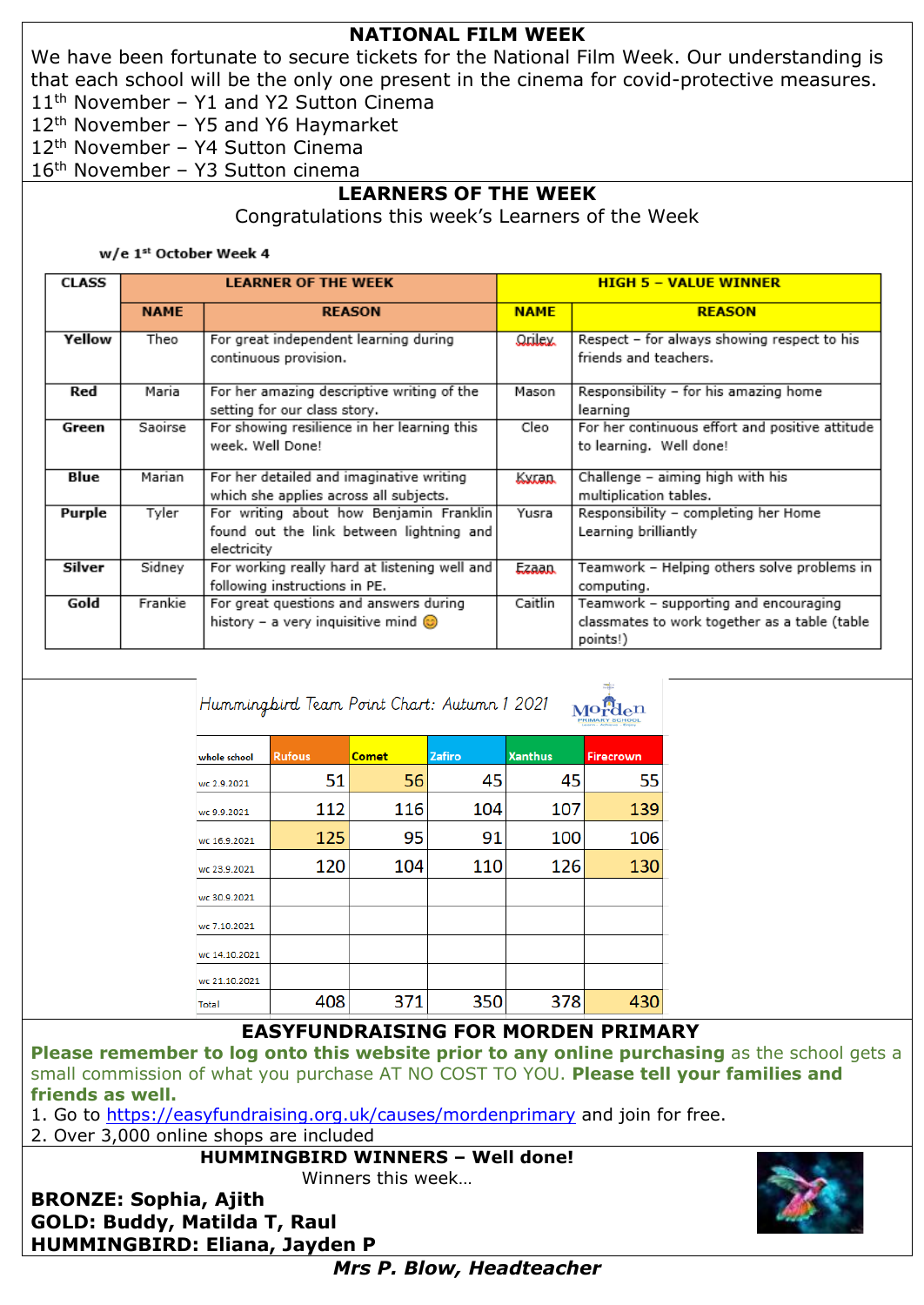## NATIONAL FILM WEEK

We have been fortunate to secure tickets for the National Film Week. Our understanding is that each school will be the only one present in the cinema for covid-protective measures.

11th November – Y1 and Y2 Sutton Cinema
12th November – Y5 and Y6 Haymarket
12th November – Y4 Sutton Cinema
16th November – Y3 Sutton cinema

## LEARNERS OF THE WEEK

Congratulations this week's Learners of the Week

**w/e 1st October Week 4**

| CLASS | LEARNER OF THE WEEK | | HIGH 5 – VALUE WINNER | |
|---|---|---|---|---|
| | NAME | REASON | NAME | REASON |
| **Yellow** | Theo | For great independent learning during continuous provision. | Oriley | Respect – for always showing respect to his friends and teachers. |
| **Red** | Maria | For her amazing descriptive writing of the setting for our class story. | Mason | Responsibility – for his amazing home learning |
| **Green** | Saoirse | For showing resilience in her learning this week. Well Done! | Cleo | For her continuous effort and positive attitude to learning. Well done! |
| **Blue** | Marian | For her detailed and imaginative writing which she applies across all subjects. | Kyran | Challenge – aiming high with his multiplication tables. |
| **Purple** | Tyler | For writing about how Benjamin Franklin found out the link between lightning and electricity | Yusra | Responsibility – completing her Home Learning brilliantly |
| **Silver** | Sidney | For working really hard at listening well and following instructions in PE. | Ezaan | Teamwork – Helping others solve problems in computing. |
| **Gold** | Frankie | For great questions and answers during history – a very inquisitive mind 😊 | Caitlin | Teamwork – supporting and encouraging classmates to work together as a table (table points!) |

*Hummingbird Team Point Chart: Autumn 1 2021*

Morden Primary School

| whole school | Rufous | Comet | Zafiro | Xanthus | Firecrown |
|---|---|---|---|---|---|
| wc 2.9.2021 | 51 | 56 | 45 | 45 | 55 |
| wc 9.9.2021 | 112 | 116 | 104 | 107 | 139 |
| wc 16.9.2021 | 125 | 95 | 91 | 100 | 106 |
| wc 23.9.2021 | 120 | 104 | 110 | 126 | 130 |
| wc 30.9.2021 | | | | | |
| wc 7.10.2021 | | | | | |
| wc 14.10.2021 | | | | | |
| wc 21.10.2021 | | | | | |
| Total | 408 | 371 | 350 | 378 | 430 |

## EASYFUNDRAISING FOR MORDEN PRIMARY

**Please remember to log onto this website prior to any online purchasing** as the school gets a small commission of what you purchase AT NO COST TO YOU. **Please tell your families and friends as well.**

1. Go to https://easyfundraising.org.uk/causes/mordenprimary and join for free.
2. Over 3,000 online shops are included

## HUMMINGBIRD WINNERS – Well done!

Winners this week…

**BRONZE: Sophia, Ajith**
**GOLD: Buddy, Matilda T, Raul**
**HUMMINGBIRD: Eliana, Jayden P**

***Mrs P. Blow, Headteacher***